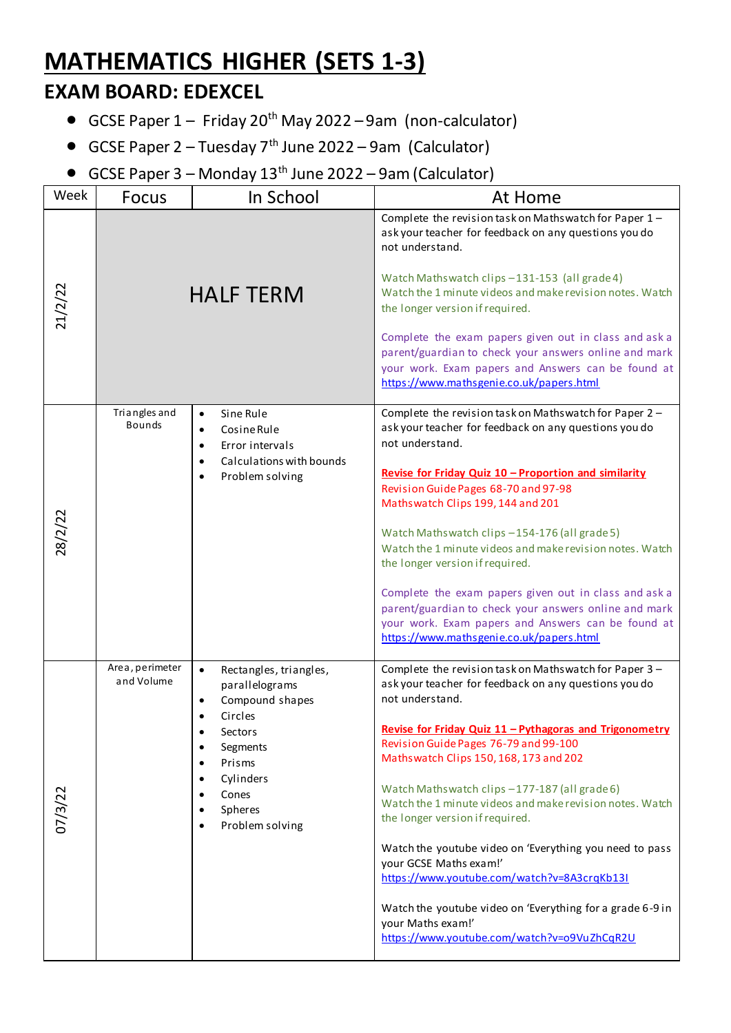# MATHEMATICS HIGHER (SETS 1-3)

## EXAM BOARD: EDEXCEL

- GCSE Paper 1 – Friday 20th May 2022 – 9am (non-calculator)
- GCSE Paper 2 – Tuesday 7th June 2022 – 9am (Calculator)
- GCSE Paper 3 – Monday 13th June 2022 – 9am (Calculator)

| Week | Focus | In School | At Home |
|---|---|---|---|
| 21/2/22 | HALF TERM | | Complete the revision task on Mathswatch for Paper 1 – ask your teacher for feedback on any questions you do not understand.<br><br>Watch Mathswatch clips – 131-153 (all grade 4) Watch the 1 minute videos and make revision notes. Watch the longer version if required.<br><br>Complete the exam papers given out in class and ask a parent/guardian to check your answers online and mark your work. Exam papers and Answers can be found at https://www.mathsgenie.co.uk/papers.html |
| 28/2/22 | Triangles and Bounds | • Sine Rule<br>• Cosine Rule<br>• Error intervals<br>• Calculations with bounds<br>• Problem solving | Complete the revision task on Mathswatch for Paper 2 – ask your teacher for feedback on any questions you do not understand.<br><br>**Revise for Friday Quiz 10 – Proportion and similarity**<br>Revision Guide Pages 68-70 and 97-98<br>Mathswatch Clips 199, 144 and 201<br><br>Watch Mathswatch clips – 154-176 (all grade 5) Watch the 1 minute videos and make revision notes. Watch the longer version if required.<br><br>Complete the exam papers given out in class and ask a parent/guardian to check your answers online and mark your work. Exam papers and Answers can be found at https://www.mathsgenie.co.uk/papers.html |
| 07/3/22 | Area, perimeter and Volume | • Rectangles, triangles, parallelograms<br>• Compound shapes<br>• Circles<br>• Sectors<br>• Segments<br>• Prisms<br>• Cylinders<br>• Cones<br>• Spheres<br>• Problem solving | Complete the revision task on Mathswatch for Paper 3 – ask your teacher for feedback on any questions you do not understand.<br><br>**Revise for Friday Quiz 11 – Pythagoras and Trigonometry**<br>Revision Guide Pages 76-79 and 99-100<br>Mathswatch Clips 150, 168, 173 and 202<br><br>Watch Mathswatch clips – 177-187 (all grade 6) Watch the 1 minute videos and make revision notes. Watch the longer version if required.<br><br>Watch the youtube video on 'Everything you need to pass your GCSE Maths exam!' https://www.youtube.com/watch?v=8A3crqKb13I<br><br>Watch the youtube video on 'Everything for a grade 6-9 in your Maths exam!' https://www.youtube.com/watch?v=o9VuZhCqR2U |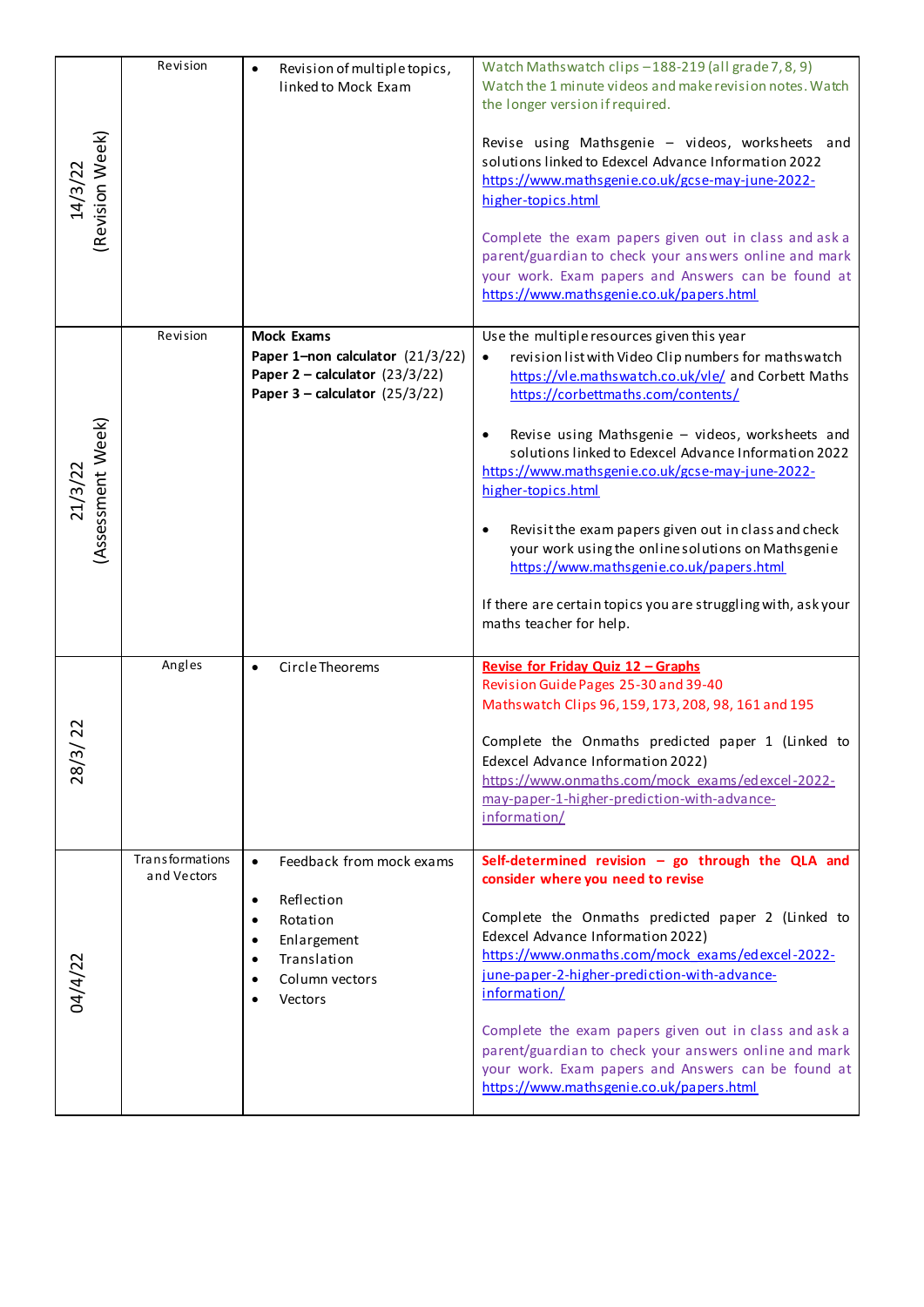| | | | |
|---|---|---|---|
| 14/3/22 (Revision Week) | Revision | • Revision of multiple topics, linked to Mock Exam | Watch Mathswatch clips – 188-219 (all grade 7, 8, 9) Watch the 1 minute videos and make revision notes. Watch the longer version if required.<br><br>Revise using Mathsgenie – videos, worksheets and solutions linked to Edexcel Advance Information 2022 https://www.mathsgenie.co.uk/gcse-may-june-2022-higher-topics.html<br><br>Complete the exam papers given out in class and ask a parent/guardian to check your answers online and mark your work. Exam papers and Answers can be found at https://www.mathsgenie.co.uk/papers.html |
| 21/3/22 (Assessment Week) | Revision | **Mock Exams**<br>**Paper 1–non calculator** (21/3/22)<br>**Paper 2 – calculator** (23/3/22)<br>**Paper 3 – calculator** (25/3/22) | Use the multiple resources given this year<br>• revision list with Video Clip numbers for mathswatch https://vle.mathswatch.co.uk/vle/ and Corbett Maths https://corbettmaths.com/contents/<br><br>• Revise using Mathsgenie – videos, worksheets and solutions linked to Edexcel Advance Information 2022 https://www.mathsgenie.co.uk/gcse-may-june-2022-higher-topics.html<br><br>• Revisit the exam papers given out in class and check your work using the online solutions on Mathsgenie https://www.mathsgenie.co.uk/papers.html<br><br>If there are certain topics you are struggling with, ask your maths teacher for help. |
| 28/3/22 | Angles | • Circle Theorems | **Revise for Friday Quiz 12 – Graphs**<br>Revision Guide Pages 25-30 and 39-40<br>Mathswatch Clips 96, 159, 173, 208, 98, 161 and 195<br><br>Complete the Onmaths predicted paper 1 (Linked to Edexcel Advance Information 2022) https://www.onmaths.com/mock_exams/edexcel-2022-may-paper-1-higher-prediction-with-advance-information/ |
| 04/4/22 | Transformations and Vectors | • Feedback from mock exams<br><br>• Reflection<br>• Rotation<br>• Enlargement<br>• Translation<br>• Column vectors<br>• Vectors | **Self-determined revision – go through the QLA and consider where you need to revise**<br><br>Complete the Onmaths predicted paper 2 (Linked to Edexcel Advance Information 2022) https://www.onmaths.com/mock_exams/edexcel-2022-june-paper-2-higher-prediction-with-advance-information/<br><br>Complete the exam papers given out in class and ask a parent/guardian to check your answers online and mark your work. Exam papers and Answers can be found at https://www.mathsgenie.co.uk/papers.html |